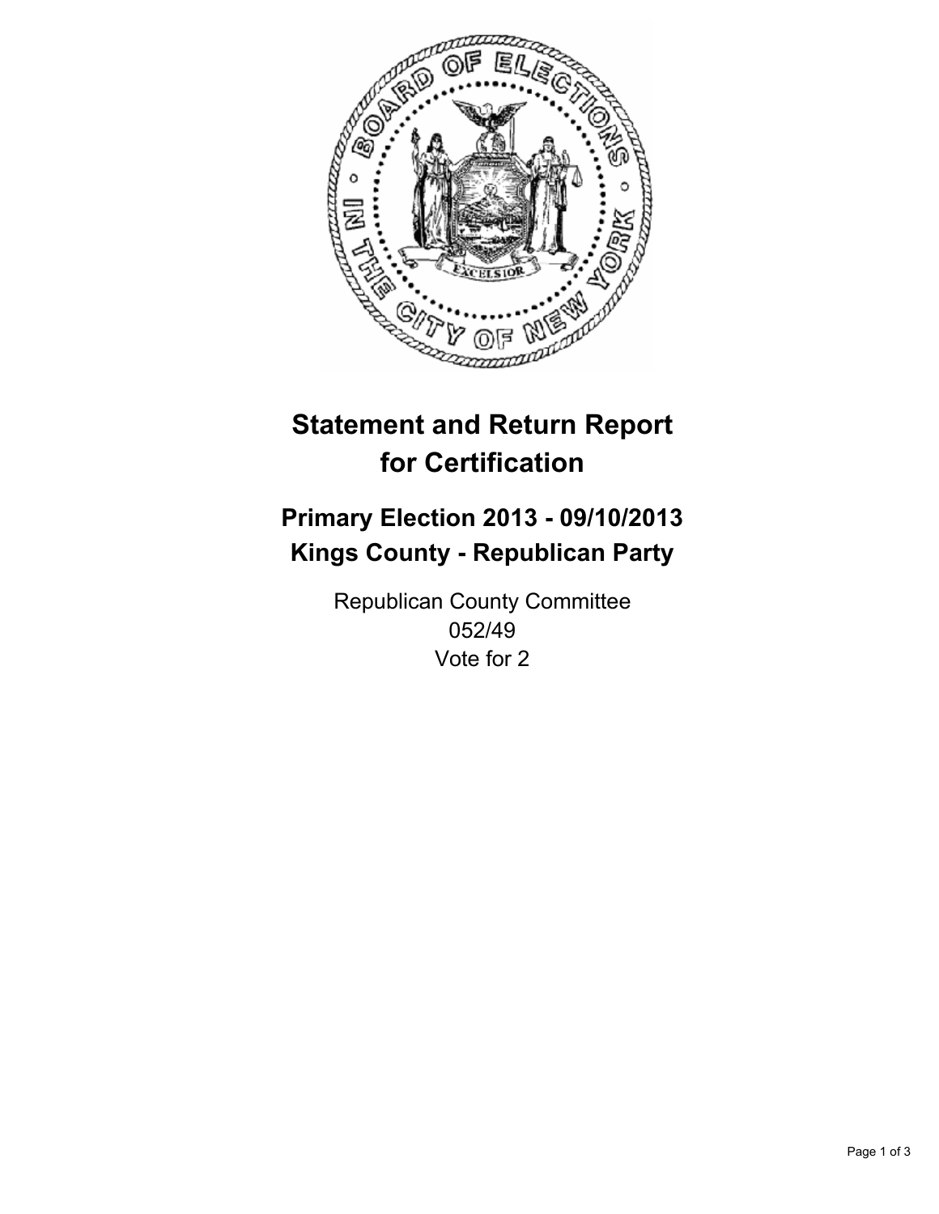# Statement and Return Report for Certification

## Primary Election 2013 - 09/10/2013
## Kings County - Republican Party

Republican County Committee
052/49
Vote for 2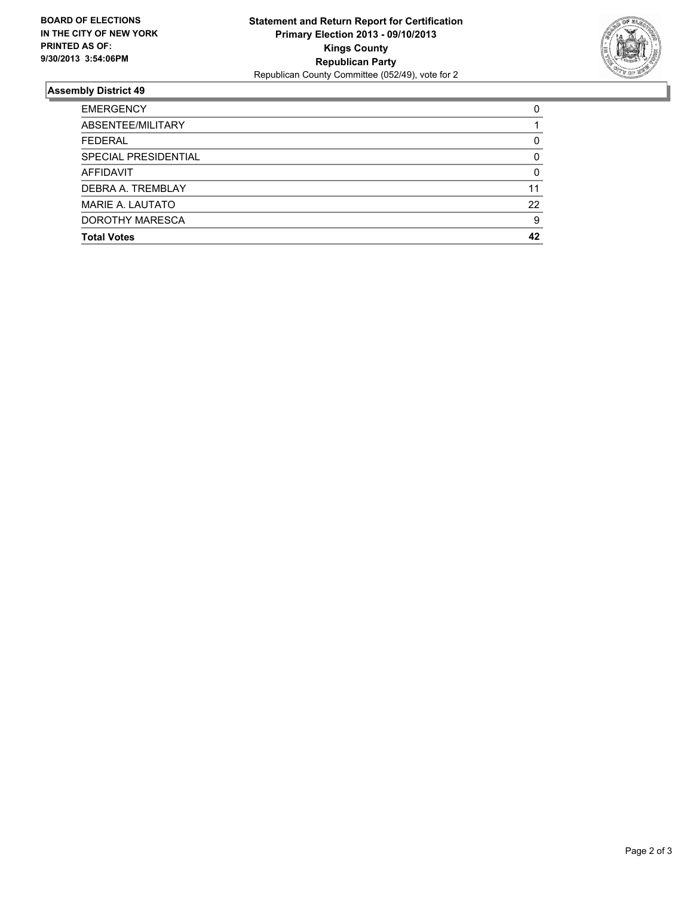**BOARD OF ELECTIONS IN THE CITY OF NEW YORK PRINTED AS OF: 9/30/2013 3:54:06PM**

**Statement and Return Report for Certification**
**Primary Election 2013 - 09/10/2013**
**Kings County**
**Republican Party**
Republican County Committee (052/49), vote for 2

## Assembly District 49

| | |
|---|---|
| EMERGENCY | 0 |
| ABSENTEE/MILITARY | 1 |
| FEDERAL | 0 |
| SPECIAL PRESIDENTIAL | 0 |
| AFFIDAVIT | 0 |
| DEBRA A. TREMBLAY | 11 |
| MARIE A. LAUTATO | 22 |
| DOROTHY MARESCA | 9 |
| **Total Votes** | **42** |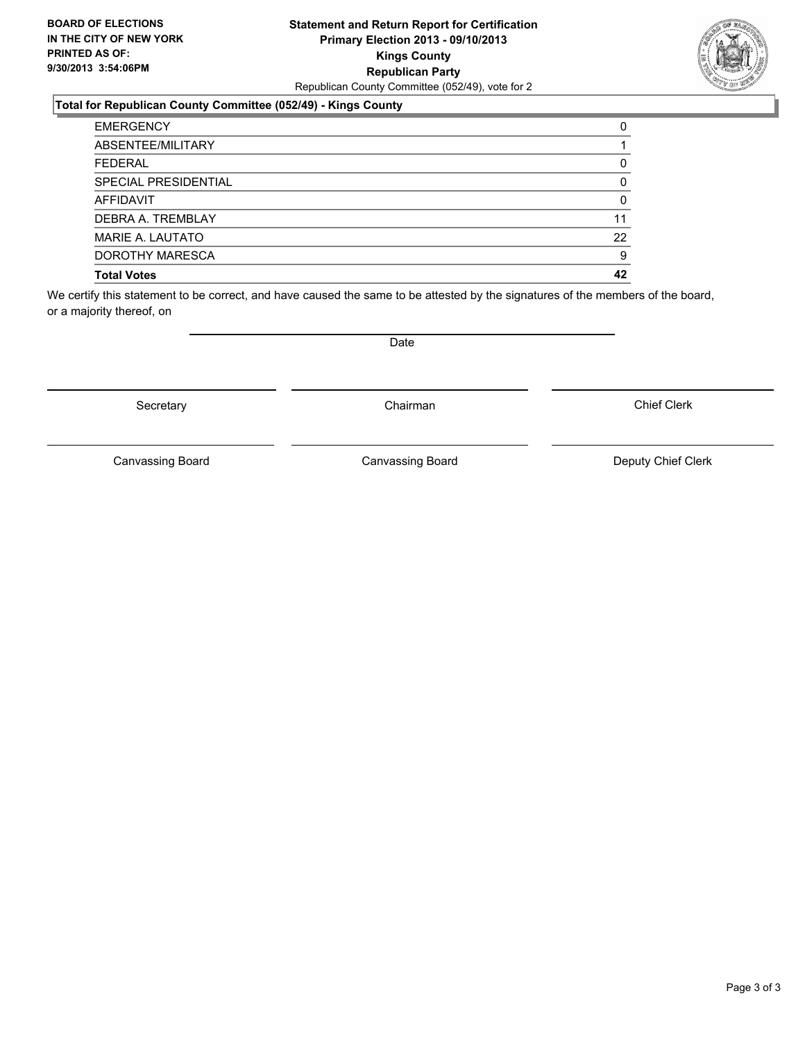**BOARD OF ELECTIONS IN THE CITY OF NEW YORK PRINTED AS OF: 9/30/2013 3:54:06PM**

**Statement and Return Report for Certification**
**Primary Election 2013 - 09/10/2013**
**Kings County**
**Republican Party**
Republican County Committee (052/49), vote for 2

### Total for Republican County Committee (052/49) - Kings County

| | |
|---|---|
| EMERGENCY | 0 |
| ABSENTEE/MILITARY | 1 |
| FEDERAL | 0 |
| SPECIAL PRESIDENTIAL | 0 |
| AFFIDAVIT | 0 |
| DEBRA A. TREMBLAY | 11 |
| MARIE A. LAUTATO | 22 |
| DOROTHY MARESCA | 9 |
| **Total Votes** | **42** |

We certify this statement to be correct, and have caused the same to be attested by the signatures of the members of the board, or a majority thereof, on

Date

Secretary

Chairman

Chief Clerk

Canvassing Board

Canvassing Board

Deputy Chief Clerk